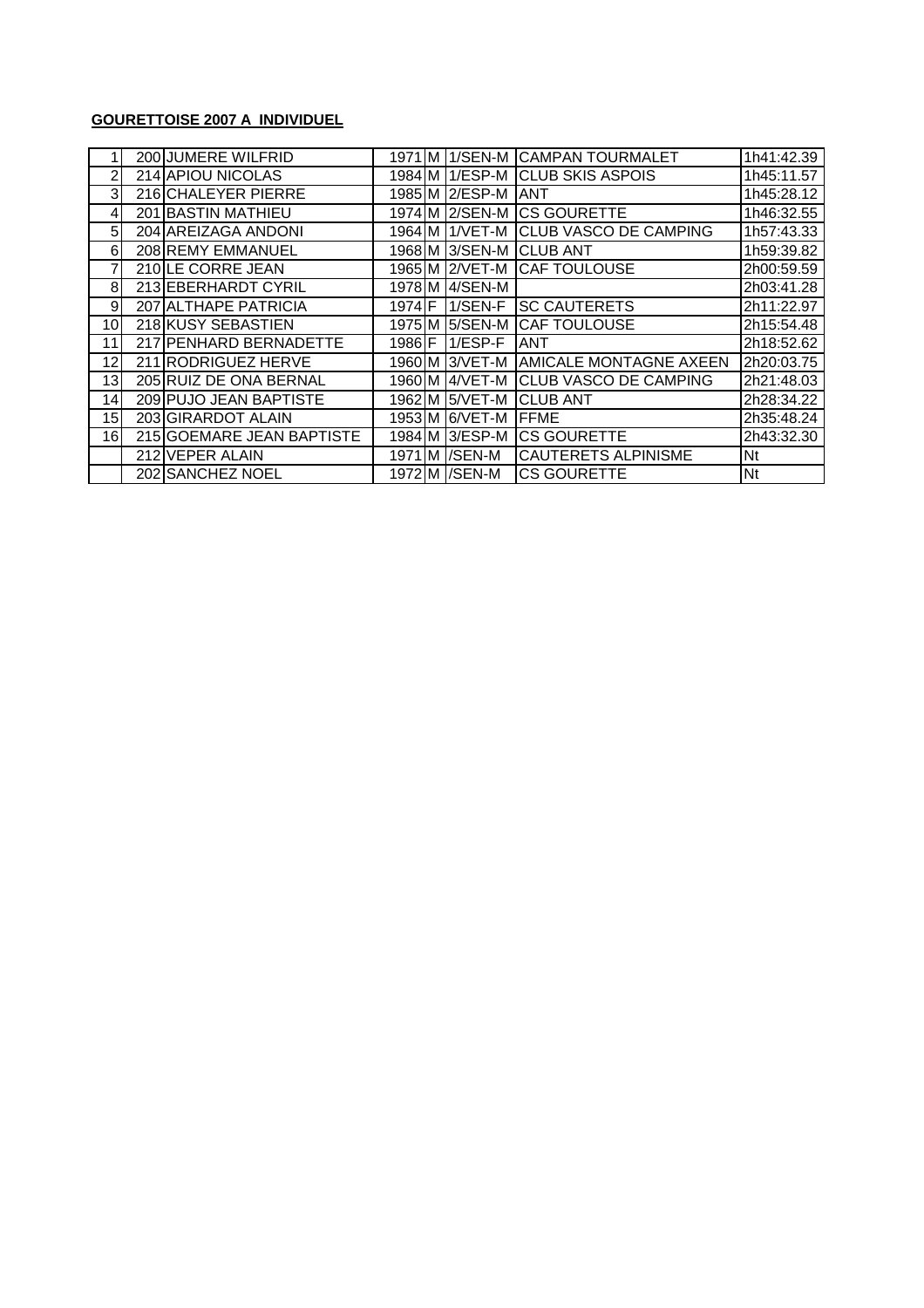**GOURETTOISE 2007 A INDIVIDUEL**

| | | | | | | | |
|---|---|---|---|---|---|---|---|
| 1 | 200 | JUMERE WILFRID | 1971 | M | 1/SEN-M | CAMPAN TOURMALET | 1h41:42.39 |
| 2 | 214 | APIOU NICOLAS | 1984 | M | 1/ESP-M | CLUB SKIS ASPOIS | 1h45:11.57 |
| 3 | 216 | CHALEYER PIERRE | 1985 | M | 2/ESP-M | ANT | 1h45:28.12 |
| 4 | 201 | BASTIN MATHIEU | 1974 | M | 2/SEN-M | CS GOURETTE | 1h46:32.55 |
| 5 | 204 | AREIZAGA ANDONI | 1964 | M | 1/VET-M | CLUB VASCO DE CAMPING | 1h57:43.33 |
| 6 | 208 | REMY EMMANUEL | 1968 | M | 3/SEN-M | CLUB ANT | 1h59:39.82 |
| 7 | 210 | LE CORRE JEAN | 1965 | M | 2/VET-M | CAF TOULOUSE | 2h00:59.59 |
| 8 | 213 | EBERHARDT CYRIL | 1978 | M | 4/SEN-M | | 2h03:41.28 |
| 9 | 207 | ALTHAPE PATRICIA | 1974 | F | 1/SEN-F | SC CAUTERETS | 2h11:22.97 |
| 10 | 218 | KUSY SEBASTIEN | 1975 | M | 5/SEN-M | CAF TOULOUSE | 2h15:54.48 |
| 11 | 217 | PENHARD BERNADETTE | 1986 | F | 1/ESP-F | ANT | 2h18:52.62 |
| 12 | 211 | RODRIGUEZ HERVE | 1960 | M | 3/VET-M | AMICALE MONTAGNE AXEEN | 2h20:03.75 |
| 13 | 205 | RUIZ DE ONA BERNAL | 1960 | M | 4/VET-M | CLUB VASCO DE CAMPING | 2h21:48.03 |
| 14 | 209 | PUJO JEAN BAPTISTE | 1962 | M | 5/VET-M | CLUB ANT | 2h28:34.22 |
| 15 | 203 | GIRARDOT ALAIN | 1953 | M | 6/VET-M | FFME | 2h35:48.24 |
| 16 | 215 | GOEMARE JEAN BAPTISTE | 1984 | M | 3/ESP-M | CS GOURETTE | 2h43:32.30 |
| | 212 | VEPER ALAIN | 1971 | M | /SEN-M | CAUTERETS ALPINISME | Nt |
| | 202 | SANCHEZ NOEL | 1972 | M | /SEN-M | CS GOURETTE | Nt |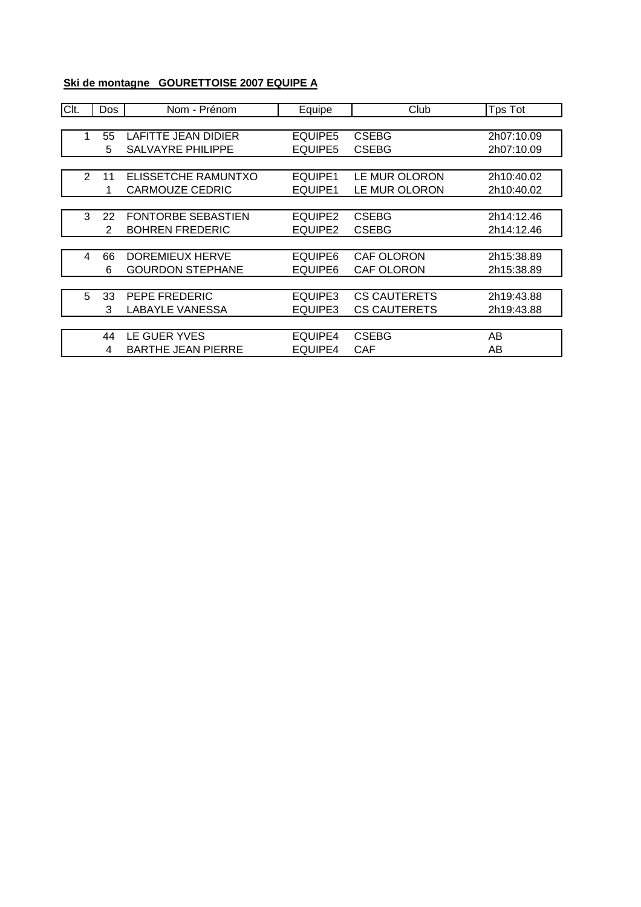**Ski de montagne GOURETTOISE 2007 EQUIPE A**

| Clt. | Dos | Nom - Prénom | Equipe | Club | Tps Tot |
|---|---|---|---|---|---|
| 1 | 55 | LAFITTE JEAN DIDIER | EQUIPE5 | CSEBG | 2h07:10.09 |
| | 5 | SALVAYRE PHILIPPE | EQUIPE5 | CSEBG | 2h07:10.09 |
| 2 | 11 | ELISSETCHE RAMUNTXO | EQUIPE1 | LE MUR OLORON | 2h10:40.02 |
| | 1 | CARMOUZE CEDRIC | EQUIPE1 | LE MUR OLORON | 2h10:40.02 |
| 3 | 22 | FONTORBE SEBASTIEN | EQUIPE2 | CSEBG | 2h14:12.46 |
| | 2 | BOHREN FREDERIC | EQUIPE2 | CSEBG | 2h14:12.46 |
| 4 | 66 | DOREMIEUX HERVE | EQUIPE6 | CAF OLORON | 2h15:38.89 |
| | 6 | GOURDON STEPHANE | EQUIPE6 | CAF OLORON | 2h15:38.89 |
| 5 | 33 | PEPE FREDERIC | EQUIPE3 | CS CAUTERETS | 2h19:43.88 |
| | 3 | LABAYLE VANESSA | EQUIPE3 | CS CAUTERETS | 2h19:43.88 |
| | 44 | LE GUER YVES | EQUIPE4 | CSEBG | AB |
| | 4 | BARTHE JEAN PIERRE | EQUIPE4 | CAF | AB |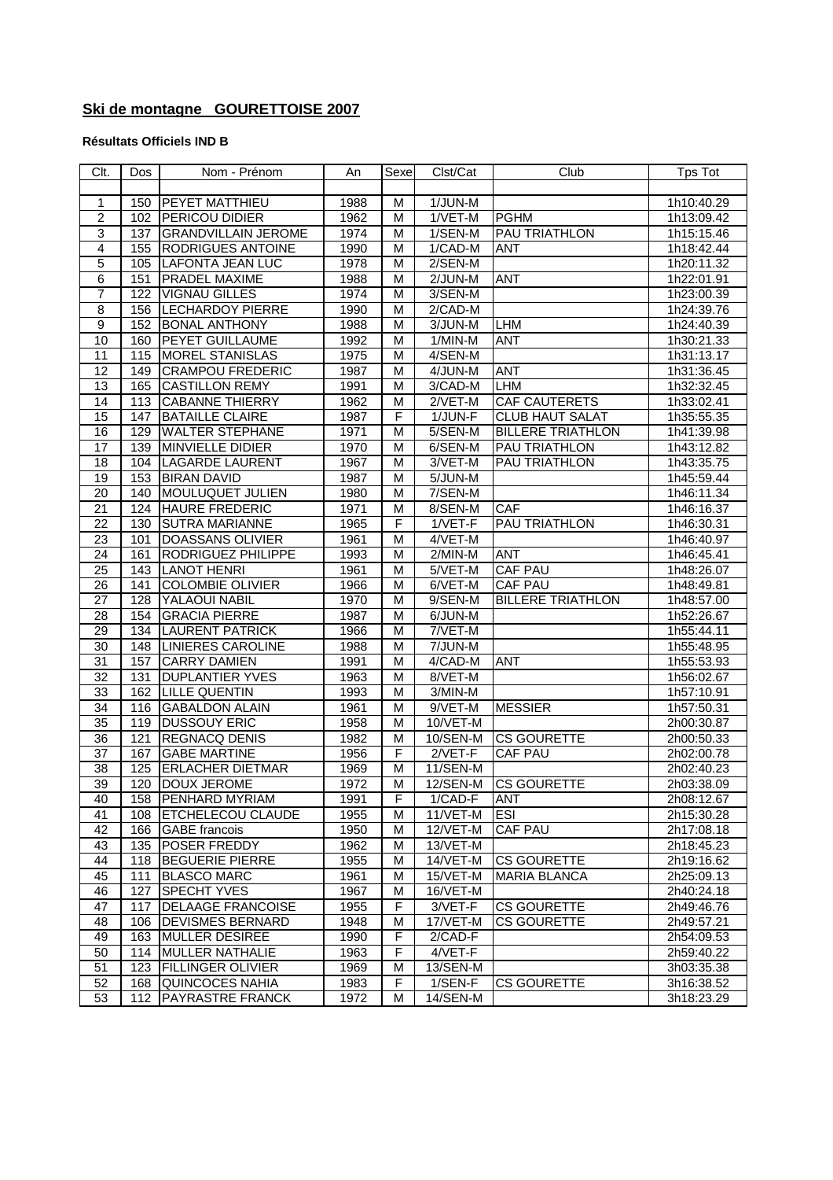## Ski de montagne GOURETTOISE 2007

**Résultats Officiels IND B**

| Clt. | Dos | Nom - Prénom | An | Sexe | Clst/Cat | Club | Tps Tot |
|---|---|---|---|---|---|---|---|
| 1 | 150 | PEYET MATTHIEU | 1988 | M | 1/JUN-M | | 1h10:40.29 |
| 2 | 102 | PERICOU DIDIER | 1962 | M | 1/VET-M | PGHM | 1h13:09.42 |
| 3 | 137 | GRANDVILLAIN JEROME | 1974 | M | 1/SEN-M | PAU TRIATHLON | 1h15:15.46 |
| 4 | 155 | RODRIGUES ANTOINE | 1990 | M | 1/CAD-M | ANT | 1h18:42.44 |
| 5 | 105 | LAFONTA JEAN LUC | 1978 | M | 2/SEN-M | | 1h20:11.32 |
| 6 | 151 | PRADEL MAXIME | 1988 | M | 2/JUN-M | ANT | 1h22:01.91 |
| 7 | 122 | VIGNAU GILLES | 1974 | M | 3/SEN-M | | 1h23:00.39 |
| 8 | 156 | LECHARDOY PIERRE | 1990 | M | 2/CAD-M | | 1h24:39.76 |
| 9 | 152 | BONAL ANTHONY | 1988 | M | 3/JUN-M | LHM | 1h24:40.39 |
| 10 | 160 | PEYET GUILLAUME | 1992 | M | 1/MIN-M | ANT | 1h30:21.33 |
| 11 | 115 | MOREL STANISLAS | 1975 | M | 4/SEN-M | | 1h31:13.17 |
| 12 | 149 | CRAMPOU FREDERIC | 1987 | M | 4/JUN-M | ANT | 1h31:36.45 |
| 13 | 165 | CASTILLON REMY | 1991 | M | 3/CAD-M | LHM | 1h32:32.45 |
| 14 | 113 | CABANNE THIERRY | 1962 | M | 2/VET-M | CAF CAUTERETS | 1h33:02.41 |
| 15 | 147 | BATAILLE CLAIRE | 1987 | F | 1/JUN-F | CLUB HAUT SALAT | 1h35:55.35 |
| 16 | 129 | WALTER STEPHANE | 1971 | M | 5/SEN-M | BILLERE TRIATHLON | 1h41:39.98 |
| 17 | 139 | MINVIELLE DIDIER | 1970 | M | 6/SEN-M | PAU TRIATHLON | 1h43:12.82 |
| 18 | 104 | LAGARDE LAURENT | 1967 | M | 3/VET-M | PAU TRIATHLON | 1h43:35.75 |
| 19 | 153 | BIRAN DAVID | 1987 | M | 5/JUN-M | | 1h45:59.44 |
| 20 | 140 | MOULUQUET JULIEN | 1980 | M | 7/SEN-M | | 1h46:11.34 |
| 21 | 124 | HAURE FREDERIC | 1971 | M | 8/SEN-M | CAF | 1h46:16.37 |
| 22 | 130 | SUTRA MARIANNE | 1965 | F | 1/VET-F | PAU TRIATHLON | 1h46:30.31 |
| 23 | 101 | DOASSANS OLIVIER | 1961 | M | 4/VET-M | | 1h46:40.97 |
| 24 | 161 | RODRIGUEZ PHILIPPE | 1993 | M | 2/MIN-M | ANT | 1h46:45.41 |
| 25 | 143 | LANOT HENRI | 1961 | M | 5/VET-M | CAF PAU | 1h48:26.07 |
| 26 | 141 | COLOMBIE OLIVIER | 1966 | M | 6/VET-M | CAF PAU | 1h48:49.81 |
| 27 | 128 | YALAOUI NABIL | 1970 | M | 9/SEN-M | BILLERE TRIATHLON | 1h48:57.00 |
| 28 | 154 | GRACIA PIERRE | 1987 | M | 6/JUN-M | | 1h52:26.67 |
| 29 | 134 | LAURENT PATRICK | 1966 | M | 7/VET-M | | 1h55:44.11 |
| 30 | 148 | LINIERES CAROLINE | 1988 | M | 7/JUN-M | | 1h55:48.95 |
| 31 | 157 | CARRY DAMIEN | 1991 | M | 4/CAD-M | ANT | 1h55:53.93 |
| 32 | 131 | DUPLANTIER YVES | 1963 | M | 8/VET-M | | 1h56:02.67 |
| 33 | 162 | LILLE QUENTIN | 1993 | M | 3/MIN-M | | 1h57:10.91 |
| 34 | 116 | GABALDON ALAIN | 1961 | M | 9/VET-M | MESSIER | 1h57:50.31 |
| 35 | 119 | DUSSOUY ERIC | 1958 | M | 10/VET-M | | 2h00:30.87 |
| 36 | 121 | REGNACQ DENIS | 1982 | M | 10/SEN-M | CS GOURETTE | 2h00:50.33 |
| 37 | 167 | GABE MARTINE | 1956 | F | 2/VET-F | CAF PAU | 2h02:00.78 |
| 38 | 125 | ERLACHER DIETMAR | 1969 | M | 11/SEN-M | | 2h02:40.23 |
| 39 | 120 | DOUX JEROME | 1972 | M | 12/SEN-M | CS GOURETTE | 2h03:38.09 |
| 40 | 158 | PENHARD MYRIAM | 1991 | F | 1/CAD-F | ANT | 2h08:12.67 |
| 41 | 108 | ETCHELECOU CLAUDE | 1955 | M | 11/VET-M | ESI | 2h15:30.28 |
| 42 | 166 | GABE francois | 1950 | M | 12/VET-M | CAF PAU | 2h17:08.18 |
| 43 | 135 | POSER FREDDY | 1962 | M | 13/VET-M | | 2h18:45.23 |
| 44 | 118 | BEGUERIE PIERRE | 1955 | M | 14/VET-M | CS GOURETTE | 2h19:16.62 |
| 45 | 111 | BLASCO MARC | 1961 | M | 15/VET-M | MARIA BLANCA | 2h25:09.13 |
| 46 | 127 | SPECHT YVES | 1967 | M | 16/VET-M | | 2h40:24.18 |
| 47 | 117 | DELAAGE FRANCOISE | 1955 | F | 3/VET-F | CS GOURETTE | 2h49:46.76 |
| 48 | 106 | DEVISMES BERNARD | 1948 | M | 17/VET-M | CS GOURETTE | 2h49:57.21 |
| 49 | 163 | MULLER DESIREE | 1990 | F | 2/CAD-F | | 2h54:09.53 |
| 50 | 114 | MULLER NATHALIE | 1963 | F | 4/VET-F | | 2h59:40.22 |
| 51 | 123 | FILLINGER OLIVIER | 1969 | M | 13/SEN-M | | 3h03:35.38 |
| 52 | 168 | QUINCOCES NAHIA | 1983 | F | 1/SEN-F | CS GOURETTE | 3h16:38.52 |
| 53 | 112 | PAYRASTRE FRANCK | 1972 | M | 14/SEN-M | | 3h18:23.29 |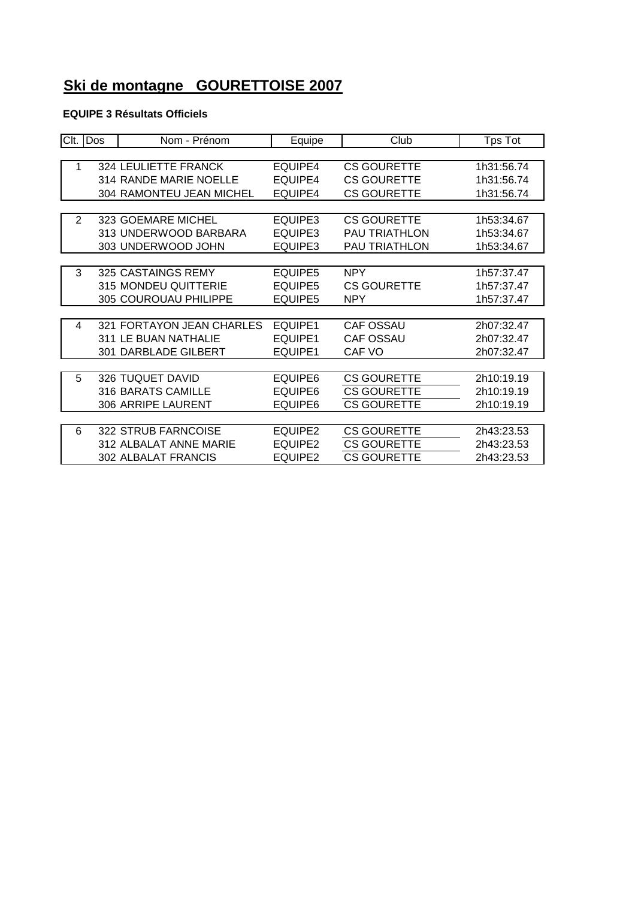# Ski de montagne   GOURETTOISE 2007

**EQUIPE 3 Résultats Officiels**

| Clt. | Dos | Nom - Prénom | Equipe | Club | Tps Tot |
|---|---|---|---|---|---|
| 1 | 324 | LEULIETTE FRANCK | EQUIPE4 | CS GOURETTE | 1h31:56.74 |
| | 314 | RANDE MARIE NOELLE | EQUIPE4 | CS GOURETTE | 1h31:56.74 |
| | 304 | RAMONTEU JEAN MICHEL | EQUIPE4 | CS GOURETTE | 1h31:56.74 |
| 2 | 323 | GOEMARE MICHEL | EQUIPE3 | CS GOURETTE | 1h53:34.67 |
| | 313 | UNDERWOOD BARBARA | EQUIPE3 | PAU TRIATHLON | 1h53:34.67 |
| | 303 | UNDERWOOD JOHN | EQUIPE3 | PAU TRIATHLON | 1h53:34.67 |
| 3 | 325 | CASTAINGS REMY | EQUIPE5 | NPY | 1h57:37.47 |
| | 315 | MONDEU QUITTERIE | EQUIPE5 | CS GOURETTE | 1h57:37.47 |
| | 305 | COUROUAU PHILIPPE | EQUIPE5 | NPY | 1h57:37.47 |
| 4 | 321 | FORTAYON JEAN CHARLES | EQUIPE1 | CAF OSSAU | 2h07:32.47 |
| | 311 | LE BUAN NATHALIE | EQUIPE1 | CAF OSSAU | 2h07:32.47 |
| | 301 | DARBLADE GILBERT | EQUIPE1 | CAF VO | 2h07:32.47 |
| 5 | 326 | TUQUET DAVID | EQUIPE6 | CS GOURETTE | 2h10:19.19 |
| | 316 | BARATS CAMILLE | EQUIPE6 | CS GOURETTE | 2h10:19.19 |
| | 306 | ARRIPE LAURENT | EQUIPE6 | CS GOURETTE | 2h10:19.19 |
| 6 | 322 | STRUB FARNCOISE | EQUIPE2 | CS GOURETTE | 2h43:23.53 |
| | 312 | ALBALAT ANNE MARIE | EQUIPE2 | CS GOURETTE | 2h43:23.53 |
| | 302 | ALBALAT FRANCIS | EQUIPE2 | CS GOURETTE | 2h43:23.53 |